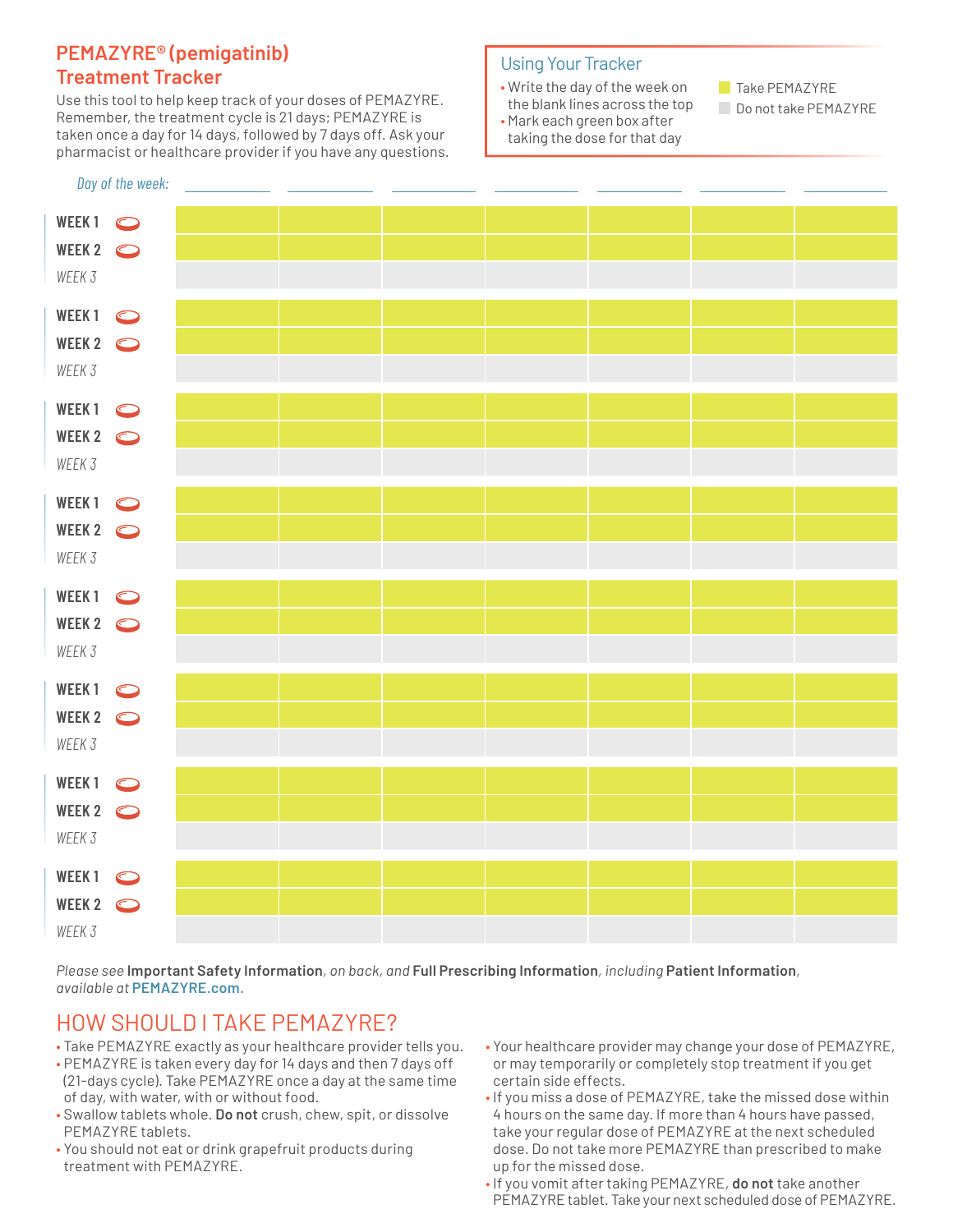# PEMAZYRE® (pemigatinib) Treatment Tracker

Use this tool to help keep track of your doses of PEMAZYRE. Remember, the treatment cycle is 21 days; PEMAZYRE is taken once a day for 14 days, followed by 7 days off. Ask your pharmacist or healthcare provider if you have any questions.

## Using Your Tracker

- Write the day of the week on the blank lines across the top
- Mark each green box after taking the dose for that day

Green box: Take PEMAZYRE
Gray box: Do not take PEMAZYRE

| *Day of the week:* | ______ | ______ | ______ | ______ | ______ | ______ | ______ |
|---|---|---|---|---|---|---|---|
| **WEEK 1** | | | | | | | |
| **WEEK 2** | | | | | | | |
| *WEEK 3* | | | | | | | |
| **WEEK 1** | | | | | | | |
| **WEEK 2** | | | | | | | |
| *WEEK 3* | | | | | | | |
| **WEEK 1** | | | | | | | |
| **WEEK 2** | | | | | | | |
| *WEEK 3* | | | | | | | |
| **WEEK 1** | | | | | | | |
| **WEEK 2** | | | | | | | |
| *WEEK 3* | | | | | | | |
| **WEEK 1** | | | | | | | |
| **WEEK 2** | | | | | | | |
| *WEEK 3* | | | | | | | |
| **WEEK 1** | | | | | | | |
| **WEEK 2** | | | | | | | |
| *WEEK 3* | | | | | | | |
| **WEEK 1** | | | | | | | |
| **WEEK 2** | | | | | | | |
| *WEEK 3* | | | | | | | |
| **WEEK 1** | | | | | | | |
| **WEEK 2** | | | | | | | |
| *WEEK 3* | | | | | | | |

*Please see* **Important Safety Information**, *on back, and* **Full Prescribing Information**, *including* **Patient Information**, *available at* **PEMAZYRE.com.**

## HOW SHOULD I TAKE PEMAZYRE?

- Take PEMAZYRE exactly as your healthcare provider tells you.
- PEMAZYRE is taken every day for 14 days and then 7 days off (21-days cycle). Take PEMAZYRE once a day at the same time of day, with water, with or without food.
- Swallow tablets whole. **Do not** crush, chew, spit, or dissolve PEMAZYRE tablets.
- You should not eat or drink grapefruit products during treatment with PEMAZYRE.
- Your healthcare provider may change your dose of PEMAZYRE, or may temporarily or completely stop treatment if you get certain side effects.
- If you miss a dose of PEMAZYRE, take the missed dose within 4 hours on the same day. If more than 4 hours have passed, take your regular dose of PEMAZYRE at the next scheduled dose. Do not take more PEMAZYRE than prescribed to make up for the missed dose.
- If you vomit after taking PEMAZYRE, **do not** take another PEMAZYRE tablet. Take your next scheduled dose of PEMAZYRE.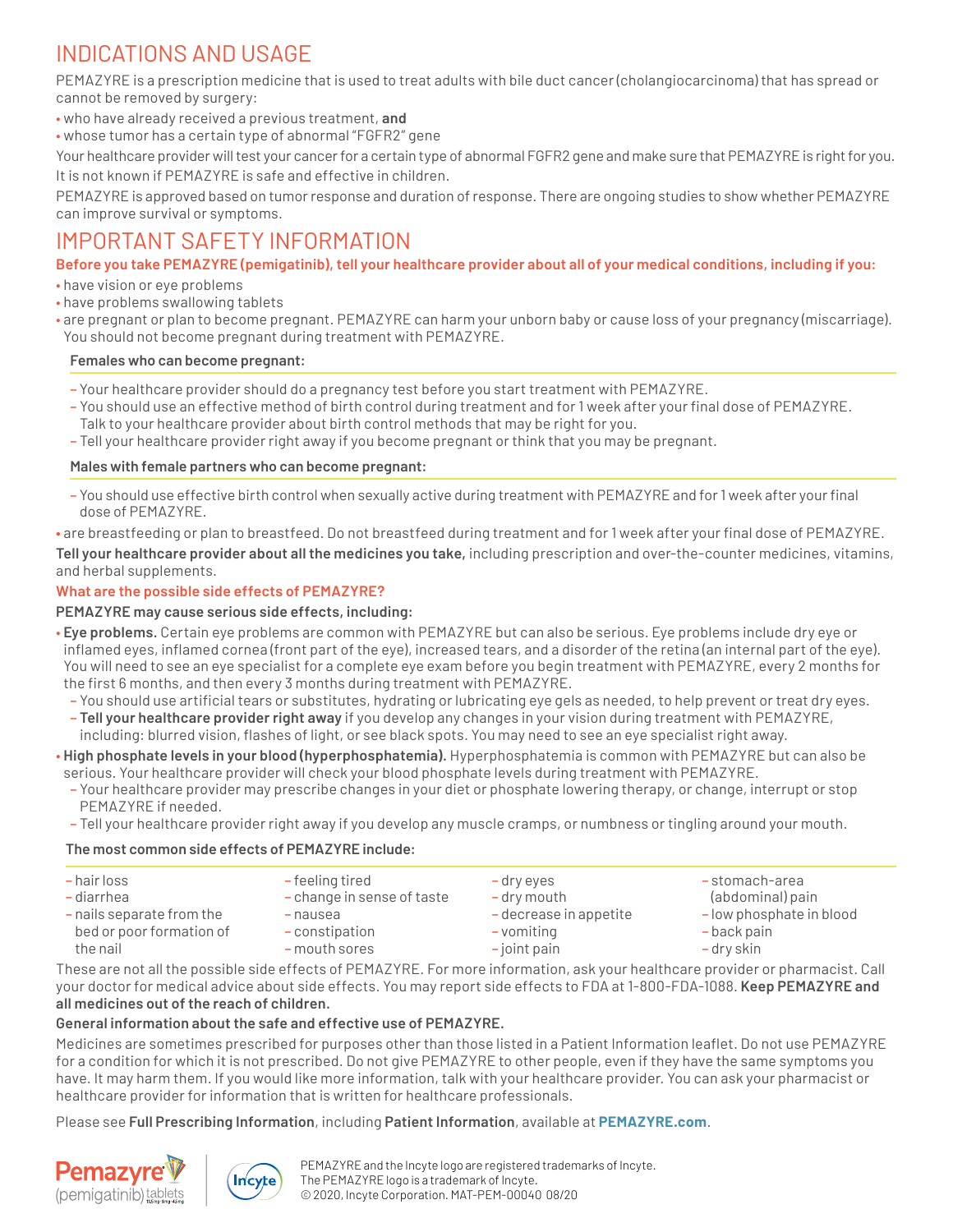## INDICATIONS AND USAGE

PEMAZYRE is a prescription medicine that is used to treat adults with bile duct cancer (cholangiocarcinoma) that has spread or cannot be removed by surgery:

- who have already received a previous treatment, **and**
- whose tumor has a certain type of abnormal "FGFR2" gene

Your healthcare provider will test your cancer for a certain type of abnormal FGFR2 gene and make sure that PEMAZYRE is right for you.

It is not known if PEMAZYRE is safe and effective in children.

PEMAZYRE is approved based on tumor response and duration of response. There are ongoing studies to show whether PEMAZYRE can improve survival or symptoms.

## IMPORTANT SAFETY INFORMATION

**Before you take PEMAZYRE (pemigatinib), tell your healthcare provider about all of your medical conditions, including if you:**

- have vision or eye problems
- have problems swallowing tablets
- are pregnant or plan to become pregnant. PEMAZYRE can harm your unborn baby or cause loss of your pregnancy (miscarriage). You should not become pregnant during treatment with PEMAZYRE.

**Females who can become pregnant:**

- Your healthcare provider should do a pregnancy test before you start treatment with PEMAZYRE.
- You should use an effective method of birth control during treatment and for 1 week after your final dose of PEMAZYRE. Talk to your healthcare provider about birth control methods that may be right for you.
- Tell your healthcare provider right away if you become pregnant or think that you may be pregnant.

**Males with female partners who can become pregnant:**

- You should use effective birth control when sexually active during treatment with PEMAZYRE and for 1 week after your final dose of PEMAZYRE.

- are breastfeeding or plan to breastfeed. Do not breastfeed during treatment and for 1 week after your final dose of PEMAZYRE.

**Tell your healthcare provider about all the medicines you take,** including prescription and over-the-counter medicines, vitamins, and herbal supplements.

**What are the possible side effects of PEMAZYRE?**

**PEMAZYRE may cause serious side effects, including:**

- **Eye problems.** Certain eye problems are common with PEMAZYRE but can also be serious. Eye problems include dry eye or inflamed eyes, inflamed cornea (front part of the eye), increased tears, and a disorder of the retina (an internal part of the eye). You will need to see an eye specialist for a complete eye exam before you begin treatment with PEMAZYRE, every 2 months for the first 6 months, and then every 3 months during treatment with PEMAZYRE.
  - You should use artificial tears or substitutes, hydrating or lubricating eye gels as needed, to help prevent or treat dry eyes.
  - **Tell your healthcare provider right away** if you develop any changes in your vision during treatment with PEMAZYRE, including: blurred vision, flashes of light, or see black spots. You may need to see an eye specialist right away.
- **High phosphate levels in your blood (hyperphosphatemia).** Hyperphosphatemia is common with PEMAZYRE but can also be serious. Your healthcare provider will check your blood phosphate levels during treatment with PEMAZYRE.
  - Your healthcare provider may prescribe changes in your diet or phosphate lowering therapy, or change, interrupt or stop PEMAZYRE if needed.
  - Tell your healthcare provider right away if you develop any muscle cramps, or numbness or tingling around your mouth.

**The most common side effects of PEMAZYRE include:**

- hair loss
- diarrhea
- nails separate from the bed or poor formation of the nail
- feeling tired
- change in sense of taste
- nausea
- constipation
- mouth sores
- dry eyes
- dry mouth
- decrease in appetite
- vomiting
- joint pain
- stomach-area (abdominal) pain
- low phosphate in blood
- back pain
- dry skin

These are not all the possible side effects of PEMAZYRE. For more information, ask your healthcare provider or pharmacist. Call your doctor for medical advice about side effects. You may report side effects to FDA at 1-800-FDA-1088. **Keep PEMAZYRE and all medicines out of the reach of children.**

**General information about the safe and effective use of PEMAZYRE.**

Medicines are sometimes prescribed for purposes other than those listed in a Patient Information leaflet. Do not use PEMAZYRE for a condition for which it is not prescribed. Do not give PEMAZYRE to other people, even if they have the same symptoms you have. It may harm them. If you would like more information, talk with your healthcare provider. You can ask your pharmacist or healthcare provider for information that is written for healthcare professionals.

Please see **Full Prescribing Information**, including **Patient Information**, available at **PEMAZYRE.com**.

Pemazyre (pemigatinib) tablets

Incyte

PEMAZYRE and the Incyte logo are registered trademarks of Incyte.
The PEMAZYRE logo is a trademark of Incyte.
© 2020, Incyte Corporation. MAT-PEM-00040 08/20